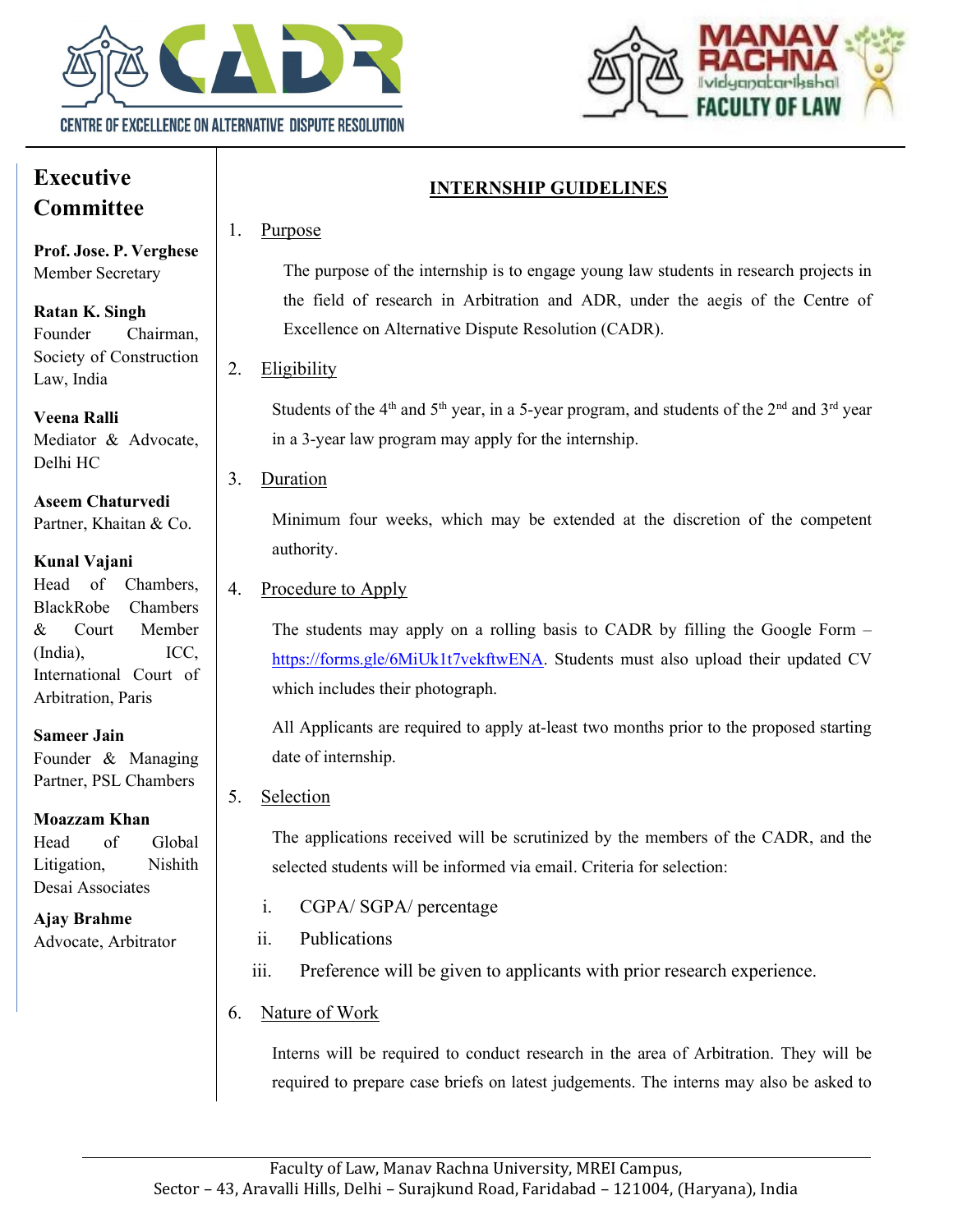CENTRE OF EXCELLENCE ON ALTERNATIVE DISPUTE RESOLUTION

MANAV RACHNA FACULTY OF LAW

## Executive Committee

**Prof. Jose. P. Verghese**
Member Secretary

**Ratan K. Singh**
Founder Chairman, Society of Construction Law, India

**Veena Ralli**
Mediator & Advocate, Delhi HC

**Aseem Chaturvedi**
Partner, Khaitan & Co.

**Kunal Vajani**
Head of Chambers, BlackRobe Chambers & Court Member (India), ICC, International Court of Arbitration, Paris

**Sameer Jain**
Founder & Managing Partner, PSL Chambers

**Moazzam Khan**
Head of Global Litigation, Nishith Desai Associates

**Ajay Brahme**
Advocate, Arbitrator

# INTERNSHIP GUIDELINES

1. Purpose

   The purpose of the internship is to engage young law students in research projects in the field of research in Arbitration and ADR, under the aegis of the Centre of Excellence on Alternative Dispute Resolution (CADR).

2. Eligibility

   Students of the 4th and 5th year, in a 5-year program, and students of the 2nd and 3rd year in a 3-year law program may apply for the internship.

3. Duration

   Minimum four weeks, which may be extended at the discretion of the competent authority.

4. Procedure to Apply

   The students may apply on a rolling basis to CADR by filling the Google Form – https://forms.gle/6MiUk1t7vekftwENA. Students must also upload their updated CV which includes their photograph.

   All Applicants are required to apply at-least two months prior to the proposed starting date of internship.

5. Selection

   The applications received will be scrutinized by the members of the CADR, and the selected students will be informed via email. Criteria for selection:

   i. CGPA/ SGPA/ percentage
   ii. Publications
   iii. Preference will be given to applicants with prior research experience.

6. Nature of Work

   Interns will be required to conduct research in the area of Arbitration. They will be required to prepare case briefs on latest judgements. The interns may also be asked to

Faculty of Law, Manav Rachna University, MREI Campus,
Sector – 43, Aravalli Hills, Delhi – Surajkund Road, Faridabad – 121004, (Haryana), India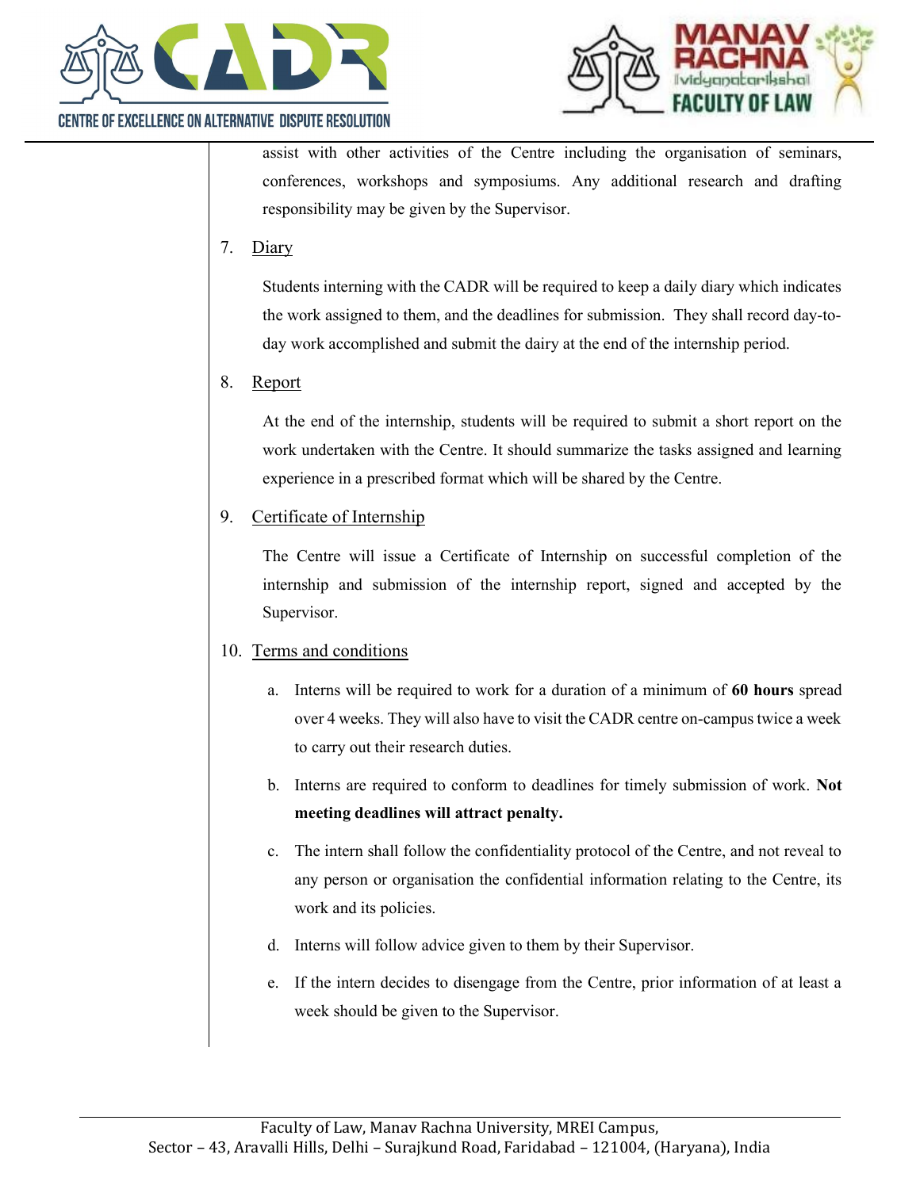assist with other activities of the Centre including the organisation of seminars, conferences, workshops and symposiums. Any additional research and drafting responsibility may be given by the Supervisor.

7. Diary

Students interning with the CADR will be required to keep a daily diary which indicates the work assigned to them, and the deadlines for submission. They shall record day-to-day work accomplished and submit the dairy at the end of the internship period.

8. Report

At the end of the internship, students will be required to submit a short report on the work undertaken with the Centre. It should summarize the tasks assigned and learning experience in a prescribed format which will be shared by the Centre.

9. Certificate of Internship

The Centre will issue a Certificate of Internship on successful completion of the internship and submission of the internship report, signed and accepted by the Supervisor.

10. Terms and conditions

a. Interns will be required to work for a duration of a minimum of **60 hours** spread over 4 weeks. They will also have to visit the CADR centre on-campus twice a week to carry out their research duties.

b. Interns are required to conform to deadlines for timely submission of work. **Not meeting deadlines will attract penalty.**

c. The intern shall follow the confidentiality protocol of the Centre, and not reveal to any person or organisation the confidential information relating to the Centre, its work and its policies.

d. Interns will follow advice given to them by their Supervisor.

e. If the intern decides to disengage from the Centre, prior information of at least a week should be given to the Supervisor.